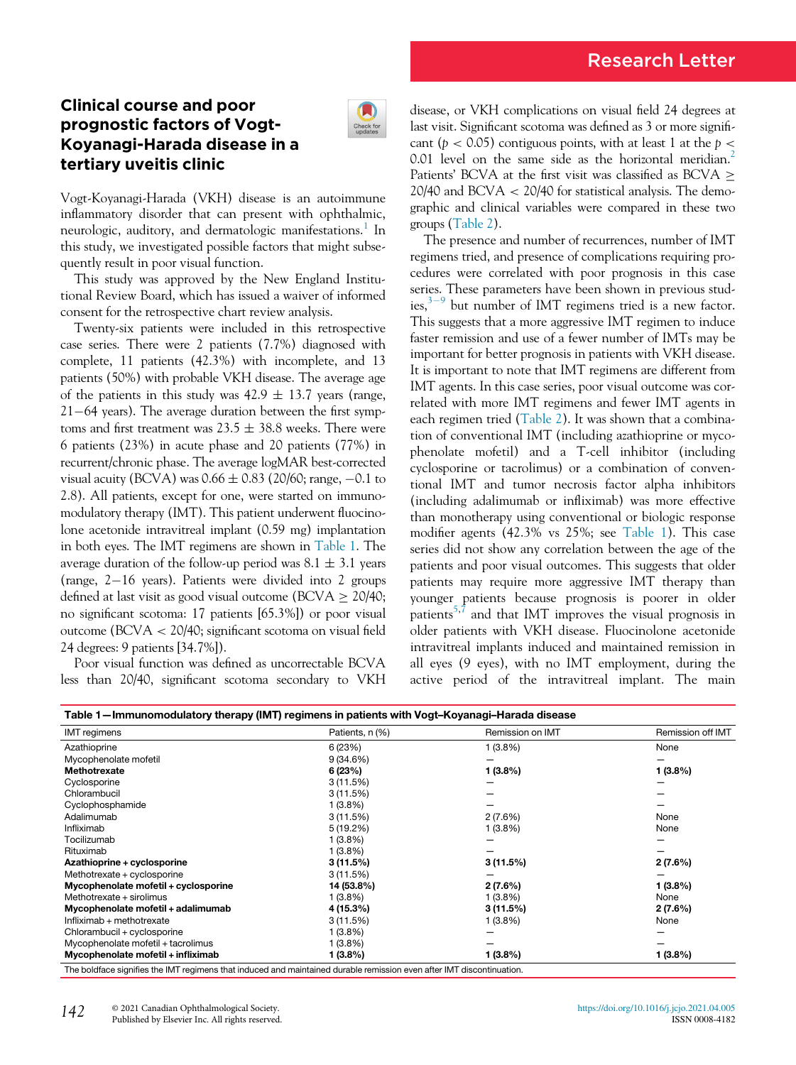Research Letter

# Clinical course and poor prognostic factors of Vogt-Koyanagi-Harada disease in a tertiary uveitis clinic

Vogt-Koyanagi-Harada (VKH) disease is an autoimmune inflammatory disorder that can present with ophthalmic, neurologic, auditory, and dermatologic manifestations.[1] In this study, we investigated possible factors that might subsequently result in poor visual function.

This study was approved by the New England Institutional Review Board, which has issued a waiver of informed consent for the retrospective chart review analysis.

Twenty-six patients were included in this retrospective case series. There were 2 patients (7.7%) diagnosed with complete, 11 patients (42.3%) with incomplete, and 13 patients (50%) with probable VKH disease. The average age of the patients in this study was 42.9 ± 13.7 years (range, 21−64 years). The average duration between the first symptoms and first treatment was 23.5 ± 38.8 weeks. There were 6 patients (23%) in acute phase and 20 patients (77%) in recurrent/chronic phase. The average logMAR best-corrected visual acuity (BCVA) was 0.66 ± 0.83 (20/60; range, −0.1 to 2.8). All patients, except for one, were started on immunomodulatory therapy (IMT). This patient underwent fluocinolone acetonide intravitreal implant (0.59 mg) implantation in both eyes. The IMT regimens are shown in Table 1. The average duration of the follow-up period was 8.1 ± 3.1 years (range, 2−16 years). Patients were divided into 2 groups defined at last visit as good visual outcome (BCVA ≥ 20/40; no significant scotoma: 17 patients [65.3%]) or poor visual outcome (BCVA < 20/40; significant scotoma on visual field 24 degrees: 9 patients [34.7%]).

Poor visual function was defined as uncorrectable BCVA less than 20/40, significant scotoma secondary to VKH disease, or VKH complications on visual field 24 degrees at last visit. Significant scotoma was defined as 3 or more significant ($p < 0.05$) contiguous points, with at least 1 at the $p < 0.01$ level on the same side as the horizontal meridian.[2] Patients' BCVA at the first visit was classified as BCVA ≥ 20/40 and BCVA < 20/40 for statistical analysis. The demographic and clinical variables were compared in these two groups (Table 2).

The presence and number of recurrences, number of IMT regimens tried, and presence of complications requiring procedures were correlated with poor prognosis in this case series. These parameters have been shown in previous studies,[3−9] but number of IMT regimens tried is a new factor. This suggests that a more aggressive IMT regimen to induce faster remission and use of a fewer number of IMTs may be important for better prognosis in patients with VKH disease. It is important to note that IMT regimens are different from IMT agents. In this case series, poor visual outcome was correlated with more IMT regimens and fewer IMT agents in each regimen tried (Table 2). It was shown that a combination of conventional IMT (including azathioprine or mycophenolate mofetil) and a T-cell inhibitor (including cyclosporine or tacrolimus) or a combination of conventional IMT and tumor necrosis factor alpha inhibitors (including adalimumab or infliximab) was more effective than monotherapy using conventional or biologic response modifier agents (42.3% vs 25%; see Table 1). This case series did not show any correlation between the age of the patients and poor visual outcomes. This suggests that older patients may require more aggressive IMT therapy than younger patients because prognosis is poorer in older patients[5,7] and that IMT improves the visual prognosis in older patients with VKH disease. Fluocinolone acetonide intravitreal implants induced and maintained remission in all eyes (9 eyes), with no IMT employment, during the active period of the intravitreal implant. The main

**Table 1—Immunomodulatory therapy (IMT) regimens in patients with Vogt–Koyanagi–Harada disease**

| IMT regimens | Patients, n (%) | Remission on IMT | Remission off IMT |
|---|---|---|---|
| Azathioprine | 6 (23%) | 1 (3.8%) | None |
| Mycophenolate mofetil | 9 (34.6%) | — | — |
| **Methotrexate** | **6 (23%)** | **1 (3.8%)** | **1 (3.8%)** |
| Cyclosporine | 3 (11.5%) | — | — |
| Chlorambucil | 3 (11.5%) | — | — |
| Cyclophosphamide | 1 (3.8%) | — | — |
| Adalimumab | 3 (11.5%) | 2 (7.6%) | None |
| Infliximab | 5 (19.2%) | 1 (3.8%) | None |
| Tocilizumab | 1 (3.8%) | — | — |
| Rituximab | 1 (3.8%) | — | — |
| **Azathioprine + cyclosporine** | **3 (11.5%)** | **3 (11.5%)** | **2 (7.6%)** |
| Methotrexate + cyclosporine | 3 (11.5%) | — | — |
| **Mycophenolate mofetil + cyclosporine** | **14 (53.8%)** | **2 (7.6%)** | **1 (3.8%)** |
| Methotrexate + sirolimus | 1 (3.8%) | 1 (3.8%) | None |
| **Mycophenolate mofetil + adalimumab** | **4 (15.3%)** | **3 (11.5%)** | **2 (7.6%)** |
| Infliximab + methotrexate | 3 (11.5%) | 1 (3.8%) | None |
| Chlorambucil + cyclosporine | 1 (3.8%) | — | — |
| Mycophenolate mofetil + tacrolimus | 1 (3.8%) | — | — |
| **Mycophenolate mofetil + infliximab** | **1 (3.8%)** | **1 (3.8%)** | **1 (3.8%)** |

The boldface signifies the IMT regimens that induced and maintained durable remission even after IMT discontinuation.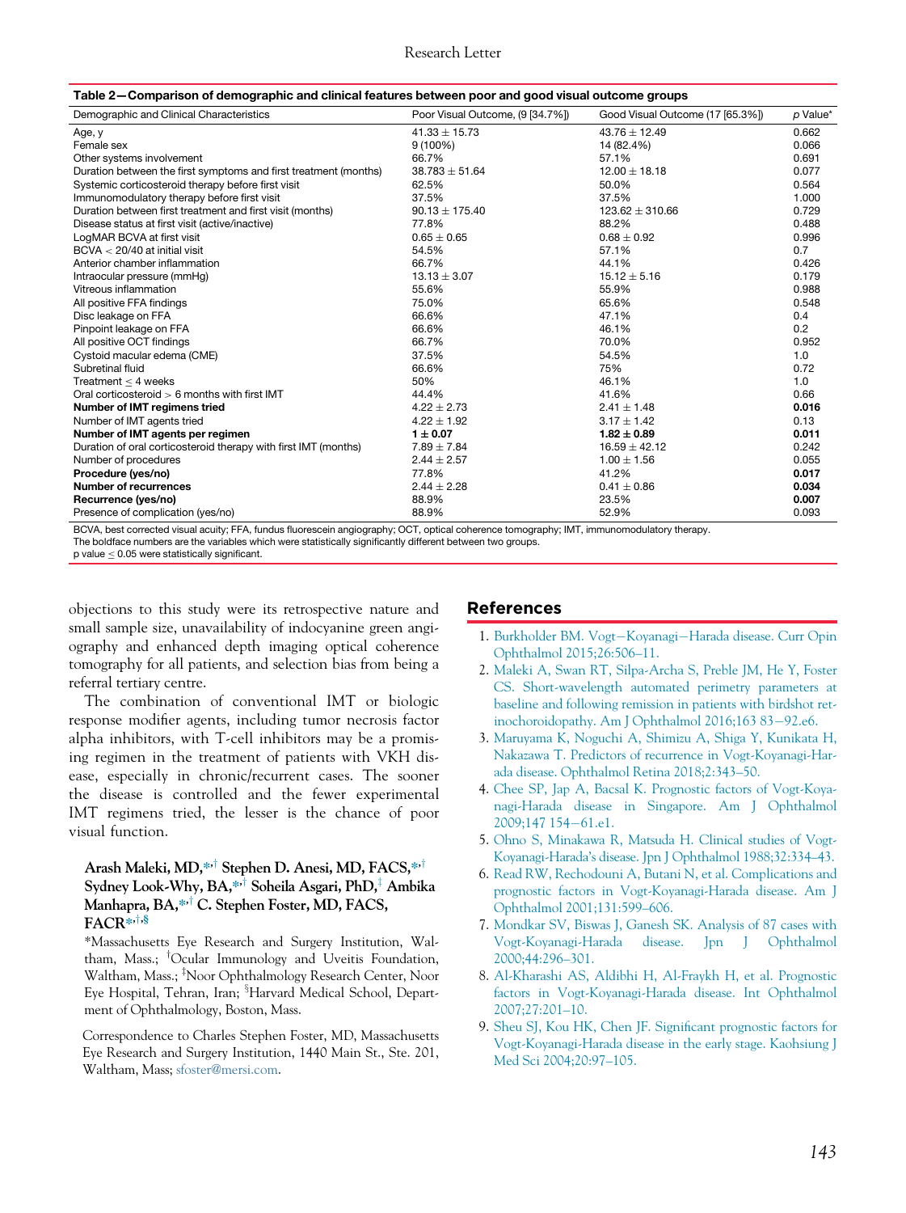**Table 2—Comparison of demographic and clinical features between poor and good visual outcome groups**

| Demographic and Clinical Characteristics | Poor Visual Outcome, (9 [34.7%]) | Good Visual Outcome (17 [65.3%]) | p Value* |
|---|---|---|---|
| Age, y | 41.33 ± 15.73 | 43.76 ± 12.49 | 0.662 |
| Female sex | 9 (100%) | 14 (82.4%) | 0.066 |
| Other systems involvement | 66.7% | 57.1% | 0.691 |
| Duration between the first symptoms and first treatment (months) | 38.783 ± 51.64 | 12.00 ± 18.18 | 0.077 |
| Systemic corticosteroid therapy before first visit | 62.5% | 50.0% | 0.564 |
| Immunomodulatory therapy before first visit | 37.5% | 37.5% | 1.000 |
| Duration between first treatment and first visit (months) | 90.13 ± 175.40 | 123.62 ± 310.66 | 0.729 |
| Disease status at first visit (active/inactive) | 77.8% | 88.2% | 0.488 |
| LogMAR BCVA at first visit | 0.65 ± 0.65 | 0.68 ± 0.92 | 0.996 |
| BCVA < 20/40 at initial visit | 54.5% | 57.1% | 0.7 |
| Anterior chamber inflammation | 66.7% | 44.1% | 0.426 |
| Intraocular pressure (mmHg) | 13.13 ± 3.07 | 15.12 ± 5.16 | 0.179 |
| Vitreous inflammation | 55.6% | 55.9% | 0.988 |
| All positive FFA findings | 75.0% | 65.6% | 0.548 |
| Disc leakage on FFA | 66.6% | 47.1% | 0.4 |
| Pinpoint leakage on FFA | 66.6% | 46.1% | 0.2 |
| All positive OCT findings | 66.7% | 70.0% | 0.952 |
| Cystoid macular edema (CME) | 37.5% | 54.5% | 1.0 |
| Subretinal fluid | 66.6% | 75% | 0.72 |
| Treatment ≤ 4 weeks | 50% | 46.1% | 1.0 |
| Oral corticosteroid > 6 months with first IMT | 44.4% | 41.6% | 0.66 |
| **Number of IMT regimens tried** | 4.22 ± 2.73 | 2.41 ± 1.48 | **0.016** |
| Number of IMT agents tried | 4.22 ± 1.92 | 3.17 ± 1.42 | 0.13 |
| **Number of IMT agents per regimen** | **1 ± 0.07** | **1.82 ± 0.89** | **0.011** |
| Duration of oral corticosteroid therapy with first IMT (months) | 7.89 ± 7.84 | 16.59 ± 42.12 | 0.242 |
| Number of procedures | 2.44 ± 2.57 | 1.00 ± 1.56 | 0.055 |
| **Procedure (yes/no)** | 77.8% | 41.2% | **0.017** |
| **Number of recurrences** | 2.44 ± 2.28 | 0.41 ± 0.86 | **0.034** |
| **Recurrence (yes/no)** | 88.9% | 23.5% | **0.007** |
| Presence of complication (yes/no) | 88.9% | 52.9% | 0.093 |

BCVA, best corrected visual acuity; FFA, fundus fluorescein angiography; OCT, optical coherence tomography; IMT, immunomodulatory therapy.
The boldface numbers are the variables which were statistically significantly different between two groups.
p value ≤ 0.05 were statistically significant.

objections to this study were its retrospective nature and small sample size, unavailability of indocyanine green angiography and enhanced depth imaging optical coherence tomography for all patients, and selection bias from being a referral tertiary centre.

The combination of conventional IMT or biologic response modifier agents, including tumor necrosis factor alpha inhibitors, with T-cell inhibitors may be a promising regimen in the treatment of patients with VKH disease, especially in chronic/recurrent cases. The sooner the disease is controlled and the fewer experimental IMT regimens tried, the lesser is the chance of poor visual function.

**Arash Maleki, MD,[*,†] Stephen D. Anesi, MD, FACS,[*,†] Sydney Look-Why, BA,[*,†] Soheila Asgari, PhD,[‡] Ambika Manhapra, BA,[*,†] C. Stephen Foster, MD, FACS, FACR[*,†,§]**

*Massachusetts Eye Research and Surgery Institution, Waltham, Mass.; †Ocular Immunology and Uveitis Foundation, Waltham, Mass.; ‡Noor Ophthalmology Research Center, Noor Eye Hospital, Tehran, Iran; §Harvard Medical School, Department of Ophthalmology, Boston, Mass.

Correspondence to Charles Stephen Foster, MD, Massachusetts Eye Research and Surgery Institution, 1440 Main St., Ste. 201, Waltham, Mass; sfoster@mersi.com.

## References

1. Burkholder BM. Vogt−Koyanagi−Harada disease. Curr Opin Ophthalmol 2015;26:506–11.
2. Maleki A, Swan RT, Silpa-Archa S, Preble JM, He Y, Foster CS. Short-wavelength automated perimetry parameters at baseline and following remission in patients with birdshot retinochoroidopathy. Am J Ophthalmol 2016;163 83−92.e6.
3. Maruyama K, Noguchi A, Shimizu A, Shiga Y, Kunikata H, Nakazawa T. Predictors of recurrence in Vogt-Koyanagi-Harada disease. Ophthalmol Retina 2018;2:343–50.
4. Chee SP, Jap A, Bacsal K. Prognostic factors of Vogt-Koyanagi-Harada disease in Singapore. Am J Ophthalmol 2009;147 154−61.e1.
5. Ohno S, Minakawa R, Matsuda H. Clinical studies of Vogt-Koyanagi-Harada's disease. Jpn J Ophthalmol 1988;32:334–43.
6. Read RW, Rechodouni A, Butani N, et al. Complications and prognostic factors in Vogt-Koyanagi-Harada disease. Am J Ophthalmol 2001;131:599–606.
7. Mondkar SV, Biswas J, Ganesh SK. Analysis of 87 cases with Vogt-Koyanagi-Harada disease. Jpn J Ophthalmol 2000;44:296–301.
8. Al-Kharashi AS, Aldibhi H, Al-Fraykh H, et al. Prognostic factors in Vogt-Koyanagi-Harada disease. Int Ophthalmol 2007;27:201–10.
9. Sheu SJ, Kou HK, Chen JF. Significant prognostic factors for Vogt-Koyanagi-Harada disease in the early stage. Kaohsiung J Med Sci 2004;20:97–105.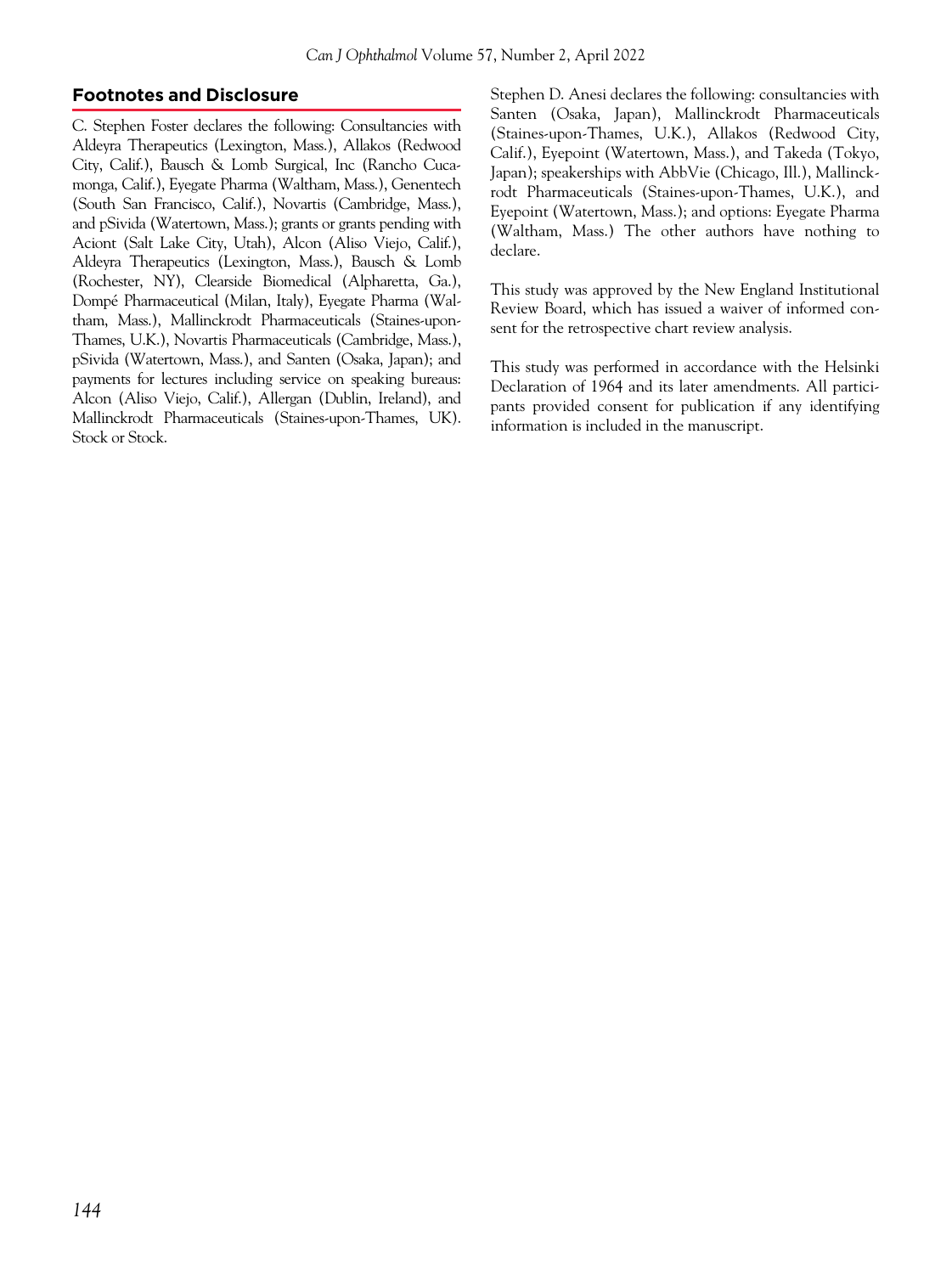## Footnotes and Disclosure

C. Stephen Foster declares the following: Consultancies with Aldeyra Therapeutics (Lexington, Mass.), Allakos (Redwood City, Calif.), Bausch & Lomb Surgical, Inc (Rancho Cucamonga, Calif.), Eyegate Pharma (Waltham, Mass.), Genentech (South San Francisco, Calif.), Novartis (Cambridge, Mass.), and pSivida (Watertown, Mass.); grants or grants pending with Aciont (Salt Lake City, Utah), Alcon (Aliso Viejo, Calif.), Aldeyra Therapeutics (Lexington, Mass.), Bausch & Lomb (Rochester, NY), Clearside Biomedical (Alpharetta, Ga.), Dompé Pharmaceutical (Milan, Italy), Eyegate Pharma (Waltham, Mass.), Mallinckrodt Pharmaceuticals (Staines-upon-Thames, U.K.), Novartis Pharmaceuticals (Cambridge, Mass.), pSivida (Watertown, Mass.), and Santen (Osaka, Japan); and payments for lectures including service on speaking bureaus: Alcon (Aliso Viejo, Calif.), Allergan (Dublin, Ireland), and Mallinckrodt Pharmaceuticals (Staines-upon-Thames, UK). Stock or Stock.

Stephen D. Anesi declares the following: consultancies with Santen (Osaka, Japan), Mallinckrodt Pharmaceuticals (Staines-upon-Thames, U.K.), Allakos (Redwood City, Calif.), Eyepoint (Watertown, Mass.), and Takeda (Tokyo, Japan); speakerships with AbbVie (Chicago, Ill.), Mallinckrodt Pharmaceuticals (Staines-upon-Thames, U.K.), and Eyepoint (Watertown, Mass.); and options: Eyegate Pharma (Waltham, Mass.) The other authors have nothing to declare.

This study was approved by the New England Institutional Review Board, which has issued a waiver of informed consent for the retrospective chart review analysis.

This study was performed in accordance with the Helsinki Declaration of 1964 and its later amendments. All participants provided consent for publication if any identifying information is included in the manuscript.